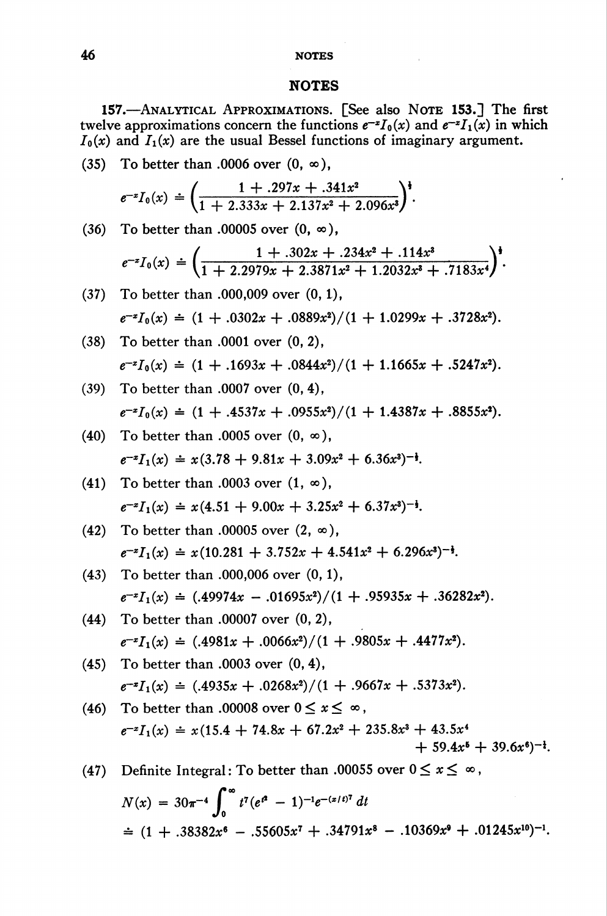# NOTES

**157.—Analytical Approximations.** [See also Note 153.] The first twelve approximations concern the functions $e^{-x}I_0(x)$ and $e^{-x}I_1(x)$ in which $I_0(x)$ and $I_1(x)$ are the usual Bessel functions of imaginary argument.

(35) To better than .0006 over $(0, \infty)$,

$$e^{-x}I_0(x) \doteq \left(\frac{1 + .297x + .341x^2}{1 + 2.333x + 2.137x^2 + 2.096x^3}\right)^{\frac{1}{2}}.$$

(36) To better than .00005 over $(0, \infty)$,

$$e^{-x}I_0(x) \doteq \left(\frac{1 + .302x + .234x^2 + .114x^3}{1 + 2.2979x + 2.3871x^2 + 1.2032x^3 + .7183x^4}\right)^{\frac{1}{2}}.$$

(37) To better than .000,009 over $(0, 1)$,

$$e^{-x}I_0(x) \doteq (1 + .0302x + .0889x^2)/(1 + 1.0299x + .3728x^2).$$

(38) To better than .0001 over $(0, 2)$,

$$e^{-x}I_0(x) \doteq (1 + .1693x + .0844x^2)/(1 + 1.1665x + .5247x^2).$$

(39) To better than .0007 over $(0, 4)$,

$$e^{-x}I_0(x) \doteq (1 + .4537x + .0955x^2)/(1 + 1.4387x + .8855x^2).$$

(40) To better than .0005 over $(0, \infty)$,

$$e^{-x}I_1(x) \doteq x(3.78 + 9.81x + 3.09x^2 + 6.36x^3)^{-\frac{1}{2}}.$$

(41) To better than .0003 over $(1, \infty)$,

$$e^{-x}I_1(x) \doteq x(4.51 + 9.00x + 3.25x^2 + 6.37x^3)^{-\frac{1}{2}}.$$

(42) To better than .00005 over $(2, \infty)$,

$$e^{-x}I_1(x) \doteq x(10.281 + 3.752x + 4.541x^2 + 6.296x^3)^{-\frac{1}{2}}.$$

(43) To better than .000,006 over $(0, 1)$,

$$e^{-x}I_1(x) \doteq (.49974x - .01695x^2)/(1 + .95935x + .36282x^2).$$

(44) To better than .00007 over $(0, 2)$,

$$e^{-x}I_1(x) \doteq (.4981x + .0066x^2)/(1 + .9805x + .4477x^2).$$

(45) To better than .0003 over $(0, 4)$,

$$e^{-x}I_1(x) \doteq (.4935x + .0268x^2)/(1 + .9667x + .5373x^2).$$

(46) To better than .00008 over $0 \leq x \leq \infty$,

$$e^{-x}I_1(x) \doteq x(15.4 + 74.8x + 67.2x^2 + 235.8x^3 + 43.5x^4 + 59.4x^5 + 39.6x^6)^{-\frac{1}{2}}.$$

(47) Definite Integral: To better than .00055 over $0 \leq x \leq \infty$,

$$N(x) = 30\pi^{-4}\int_0^\infty t^7(e^{t^2} - 1)^{-1}e^{-(x/t)^7}\,dt$$

$$\doteq (1 + .38382x^6 - .55605x^7 + .34791x^8 - .10369x^9 + .01245x^{10})^{-1}.$$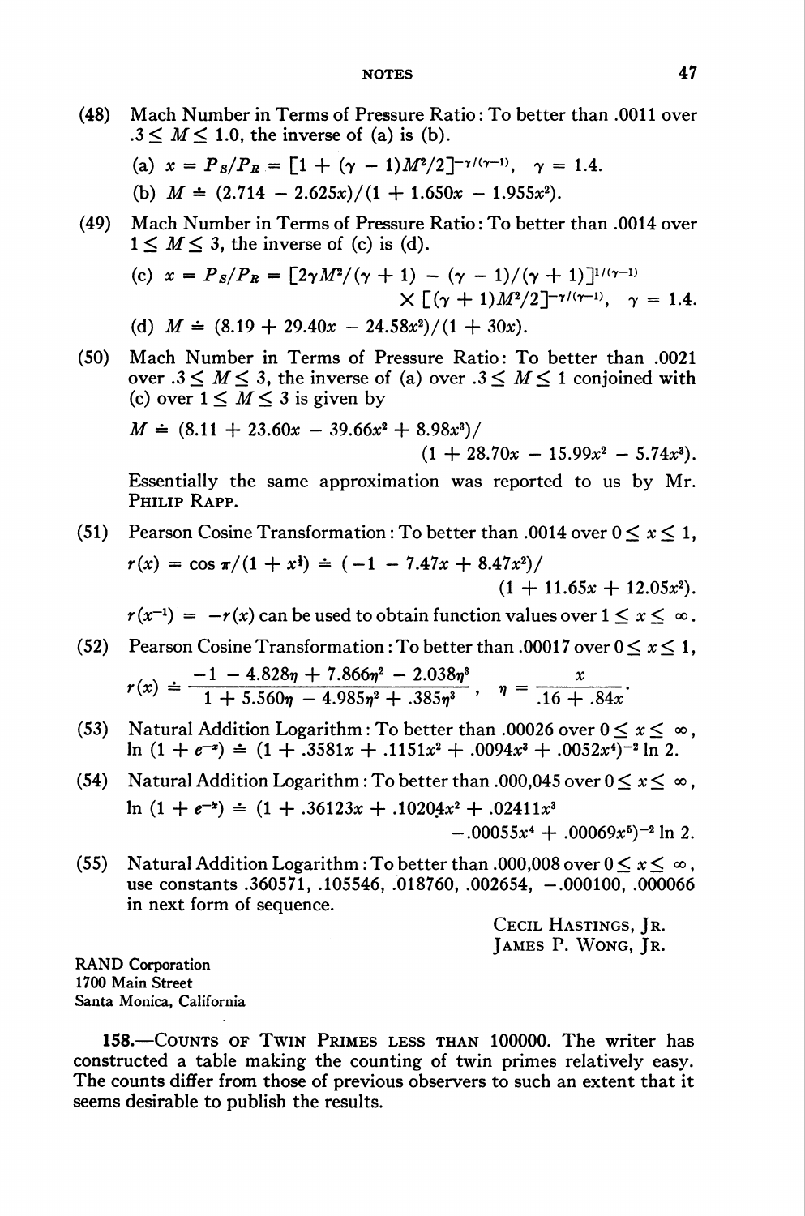(48) Mach Number in Terms of Pressure Ratio: To better than .0011 over $.3 \leq M \leq 1.0$, the inverse of (a) is (b).

(a) $x = P_S/P_R = [1 + (\gamma - 1)M^2/2]^{-\gamma/(\gamma-1)}, \quad \gamma = 1.4.$

(b) $M \doteq (2.714 - 2.625x)/(1 + 1.650x - 1.955x^2).$

(49) Mach Number in Terms of Pressure Ratio: To better than .0014 over $1 \leq M \leq 3$, the inverse of (c) is (d).

(c) $x = P_S/P_R = [2\gamma M^2/(\gamma + 1) - (\gamma - 1)/(\gamma + 1)]^{1/(\gamma-1)} \times [(\gamma + 1)M^2/2]^{-\gamma/(\gamma-1)}, \quad \gamma = 1.4.$

(d) $M \doteq (8.19 + 29.40x - 24.58x^2)/(1 + 30x).$

(50) Mach Number in Terms of Pressure Ratio: To better than .0021 over $.3 \leq M \leq 3$, the inverse of (a) over $.3 \leq M \leq 1$ conjoined with (c) over $1 \leq M \leq 3$ is given by

$$M \doteq (8.11 + 23.60x - 39.66x^2 + 8.98x^3)/(1 + 28.70x - 15.99x^2 - 5.74x^3).$$

Essentially the same approximation was reported to us by Mr. Philip Rapp.

(51) Pearson Cosine Transformation: To better than .0014 over $0 \leq x \leq 1$,

$$r(x) = \cos \pi/(1 + x^{\frac{1}{2}}) \doteq (-1 - 7.47x + 8.47x^2)/(1 + 11.65x + 12.05x^2).$$

$r(x^{-1}) = -r(x)$ can be used to obtain function values over $1 \leq x \leq \infty$.

(52) Pearson Cosine Transformation: To better than .00017 over $0 \leq x \leq 1$,

$$r(x) \doteq \frac{-1 - 4.828\eta + 7.866\eta^2 - 2.038\eta^3}{1 + 5.560\eta - 4.985\eta^2 + .385\eta^3}, \quad \eta = \frac{x}{.16 + .84x}.$$

(53) Natural Addition Logarithm: To better than .00026 over $0 \leq x \leq \infty$, $\ln (1 + e^{-x}) \doteq (1 + .3581x + .1151x^2 + .0094x^3 + .0052x^4)^{-2} \ln 2.$

(54) Natural Addition Logarithm: To better than .000,045 over $0 \leq x \leq \infty$,

$$\ln (1 + e^{-x}) \doteq (1 + .36123x + .10204x^2 + .02411x^3 - .00055x^4 + .00069x^5)^{-2} \ln 2.$$

(55) Natural Addition Logarithm: To better than .000,008 over $0 \leq x \leq \infty$, use constants .360571, .105546, .018760, .002654, $-.000100$, .000066 in next form of sequence.

Cecil Hastings, Jr.
James P. Wong, Jr.

RAND Corporation
1700 Main Street
Santa Monica, California

158.—Counts of Twin Primes less than 100000. The writer has constructed a table making the counting of twin primes relatively easy. The counts differ from those of previous observers to such an extent that it seems desirable to publish the results.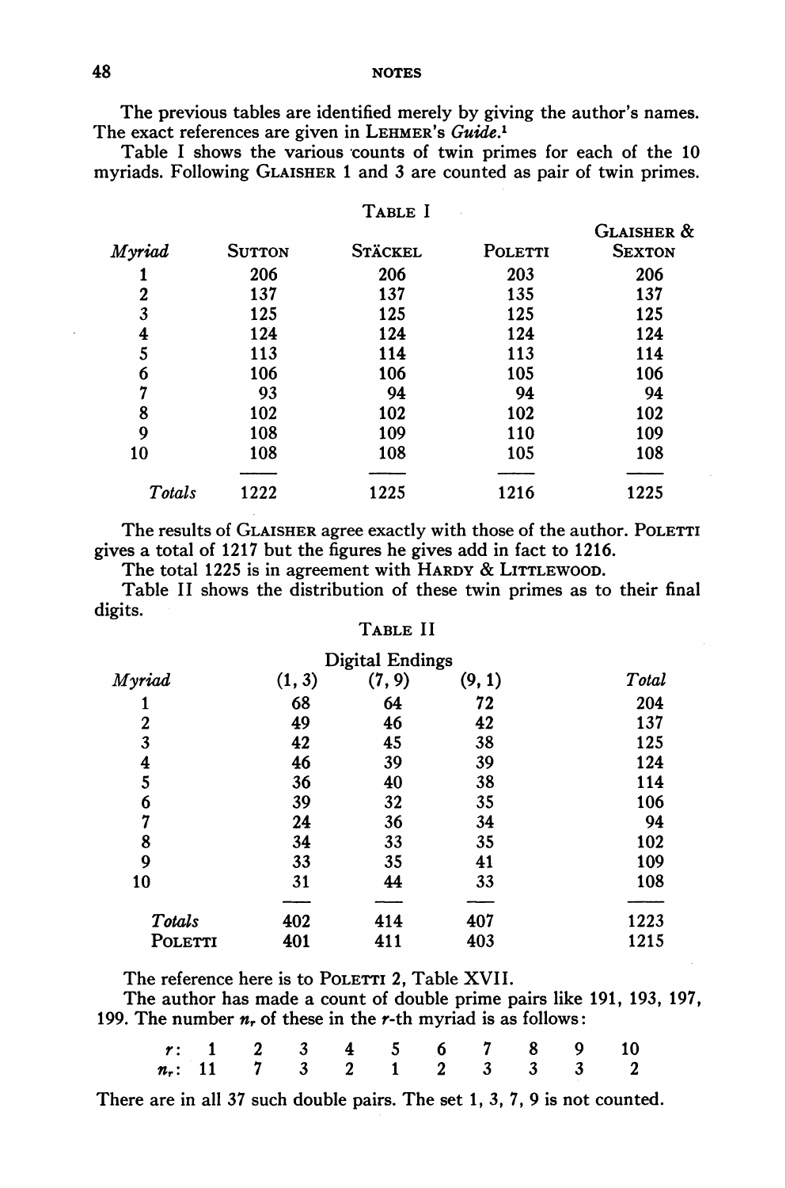The previous tables are identified merely by giving the author's names. The exact references are given in LEHMER's *Guide*.[1]

Table I shows the various counts of twin primes for each of the 10 myriads. Following GLAISHER 1 and 3 are counted as pair of twin primes.

TABLE I

| *Myriad* | SUTTON | STÄCKEL | POLETTI | GLAISHER & SEXTON |
|---|---|---|---|---|
| 1 | 206 | 206 | 203 | 206 |
| 2 | 137 | 137 | 135 | 137 |
| 3 | 125 | 125 | 125 | 125 |
| 4 | 124 | 124 | 124 | 124 |
| 5 | 113 | 114 | 113 | 114 |
| 6 | 106 | 106 | 105 | 106 |
| 7 | 93 | 94 | 94 | 94 |
| 8 | 102 | 102 | 102 | 102 |
| 9 | 108 | 109 | 110 | 109 |
| 10 | 108 | 108 | 105 | 108 |
| *Totals* | 1222 | 1225 | 1216 | 1225 |

The results of GLAISHER agree exactly with those of the author. POLETTI gives a total of 1217 but the figures he gives add in fact to 1216.

The total 1225 is in agreement with HARDY & LITTLEWOOD.

Table II shows the distribution of these twin primes as to their final digits.

TABLE II

| | Digital Endings | | | |
|---|---|---|---|---|
| *Myriad* | (1, 3) | (7, 9) | (9, 1) | *Total* |
| 1 | 68 | 64 | 72 | 204 |
| 2 | 49 | 46 | 42 | 137 |
| 3 | 42 | 45 | 38 | 125 |
| 4 | 46 | 39 | 39 | 124 |
| 5 | 36 | 40 | 38 | 114 |
| 6 | 39 | 32 | 35 | 106 |
| 7 | 24 | 36 | 34 | 94 |
| 8 | 34 | 33 | 35 | 102 |
| 9 | 33 | 35 | 41 | 109 |
| 10 | 31 | 44 | 33 | 108 |
| *Totals* | 402 | 414 | 407 | 1223 |
| POLETTI | 401 | 411 | 403 | 1215 |

The reference here is to POLETTI 2, Table XVII.

The author has made a count of double prime pairs like 191, 193, 197, 199. The number $n_r$ of these in the $r$-th myriad is as follows:

| $r$: | 1 | 2 | 3 | 4 | 5 | 6 | 7 | 8 | 9 | 10 |
|---|---|---|---|---|---|---|---|---|---|---|
| $n_r$: | 11 | 7 | 3 | 2 | 1 | 2 | 3 | 3 | 3 | 2 |

There are in all 37 such double pairs. The set 1, 3, 7, 9 is not counted.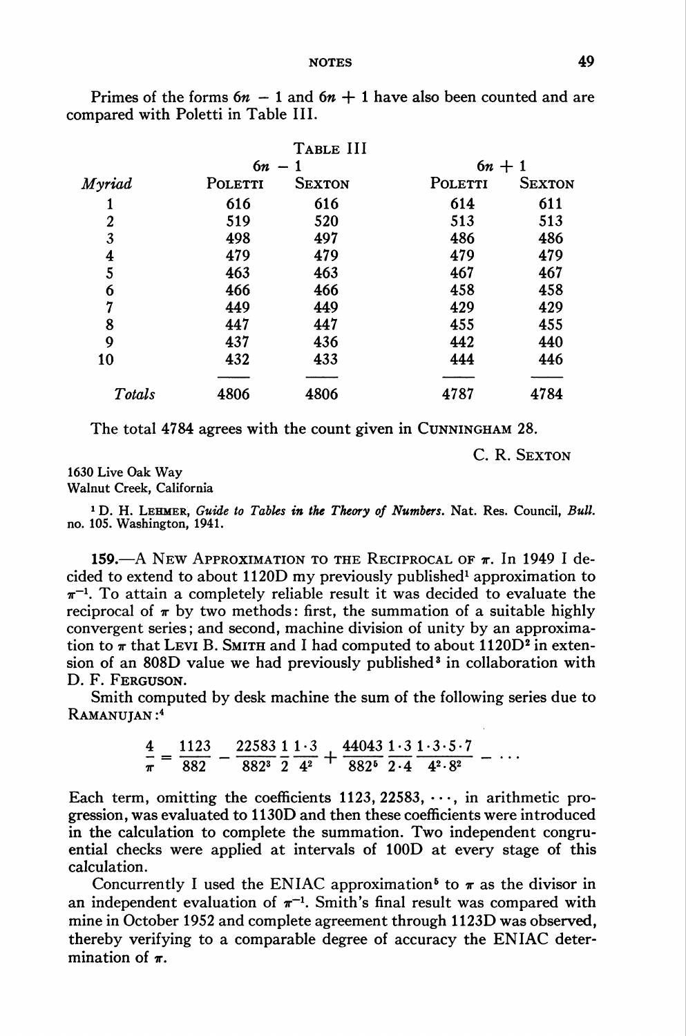Primes of the forms $6n - 1$ and $6n + 1$ have also been counted and are compared with Poletti in Table III.

TABLE III

| Myriad | $6n - 1$ Poletti | $6n - 1$ Sexton | $6n + 1$ Poletti | $6n + 1$ Sexton |
|---|---|---|---|---|
| 1 | 616 | 616 | 614 | 611 |
| 2 | 519 | 520 | 513 | 513 |
| 3 | 498 | 497 | 486 | 486 |
| 4 | 479 | 479 | 479 | 479 |
| 5 | 463 | 463 | 467 | 467 |
| 6 | 466 | 466 | 458 | 458 |
| 7 | 449 | 449 | 429 | 429 |
| 8 | 447 | 447 | 455 | 455 |
| 9 | 437 | 436 | 442 | 440 |
| 10 | 432 | 433 | 444 | 446 |
| *Totals* | 4806 | 4806 | 4787 | 4784 |

The total 4784 agrees with the count given in CUNNINGHAM 28.

C. R. SEXTON

1630 Live Oak Way
Walnut Creek, California

[1] D. H. LEHMER, *Guide to Tables in the Theory of Numbers*. Nat. Res. Council, *Bull.* no. 105. Washington, 1941.

**159.—A NEW APPROXIMATION TO THE RECIPROCAL OF $\pi$.** In 1949 I decided to extend to about 1120D my previously published[1] approximation to $\pi^{-1}$. To attain a completely reliable result it was decided to evaluate the reciprocal of $\pi$ by two methods: first, the summation of a suitable highly convergent series; and second, machine division of unity by an approximation to $\pi$ that LEVI B. SMITH and I had computed to about 1120D[2] in extension of an 808D value we had previously published[3] in collaboration with D. F. FERGUSON.

Smith computed by desk machine the sum of the following series due to RAMANUJAN:[4]

$$\frac{4}{\pi} = \frac{1123}{882} - \frac{22583}{882^3}\frac{1}{2}\frac{1\cdot 3}{4^2} + \frac{44043}{882^5}\frac{1\cdot 3}{2\cdot 4}\frac{1\cdot 3\cdot 5\cdot 7}{4^2\cdot 8^2} - \cdots$$

Each term, omitting the coefficients 1123, 22583, $\cdots$, in arithmetic progression, was evaluated to 1130D and then these coefficients were introduced in the calculation to complete the summation. Two independent congruential checks were applied at intervals of 100D at every stage of this calculation.

Concurrently I used the ENIAC approximation[5] to $\pi$ as the divisor in an independent evaluation of $\pi^{-1}$. Smith's final result was compared with mine in October 1952 and complete agreement through 1123D was observed, thereby verifying to a comparable degree of accuracy the ENIAC determination of $\pi$.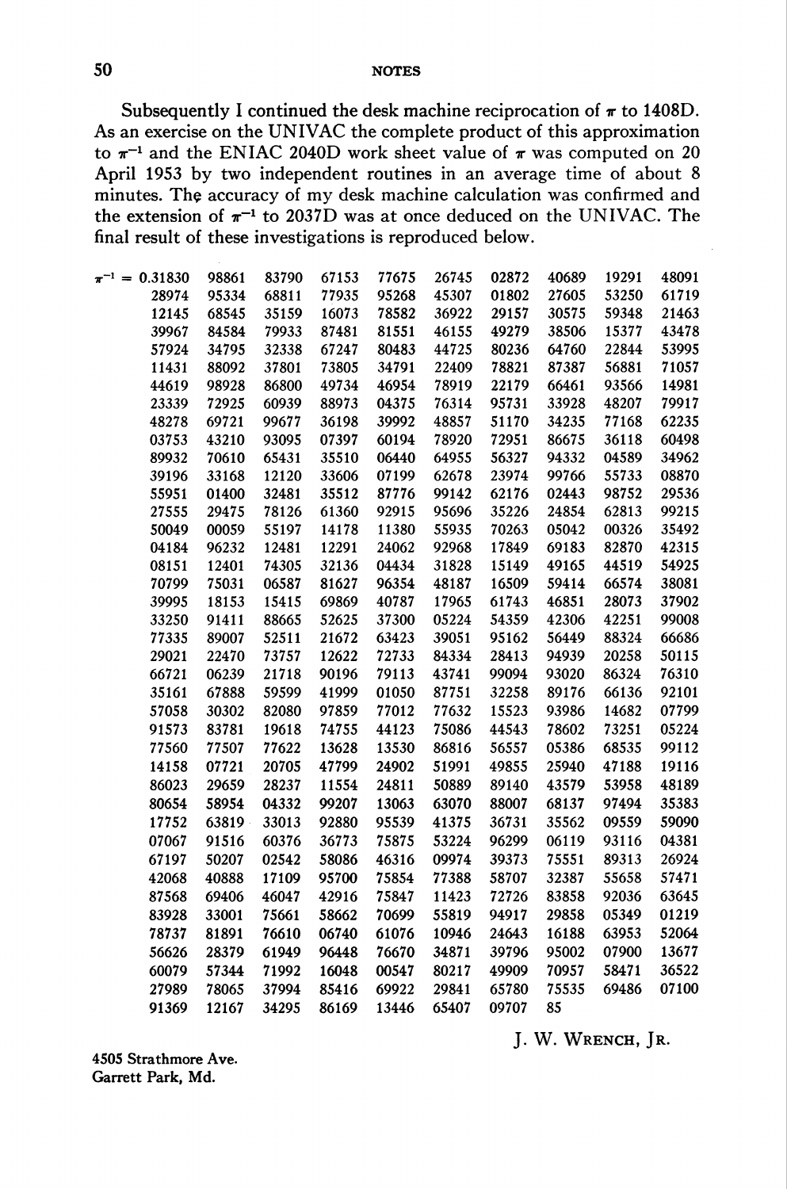Subsequently I continued the desk machine reciprocation of $\pi$ to 1408D. As an exercise on the UNIVAC the complete product of this approximation to $\pi^{-1}$ and the ENIAC 2040D work sheet value of $\pi$ was computed on 20 April 1953 by two independent routines in an average time of about 8 minutes. The accuracy of my desk machine calculation was confirmed and the extension of $\pi^{-1}$ to 2037D was at once deduced on the UNIVAC. The final result of these investigations is reproduced below.

```
π^-1 = 0.31830  98861  83790  67153  77675  26745  02872  40689  19291  48091
         28974  95334  68811  77935  95268  45307  01802  27605  53250  61719
         12145  68545  35159  16073  78582  36922  29157  30575  59348  21463
         39967  84584  79933  87481  81551  46155  49279  38506  15377  43478
         57924  34795  32338  67247  80483  44725  80236  64760  22844  53995
         11431  88092  37801  73805  34791  22409  78821  87387  56881  71057
         44619  98928  86800  49734  46954  78919  22179  66461  93566  14981
         23339  72925  60939  88973  04375  76314  95731  33928  48207  79917
         48278  69721  99677  36198  39992  48857  51170  34235  77168  62235
         03753  43210  93095  07397  60194  78920  72951  86675  36118  60498
         89932  70610  65431  35510  06440  64955  56327  94332  04589  34962
         39196  33168  12120  33606  07199  62678  23974  99766  55733  08870
         55951  01400  32481  35512  87776  99142  62176  02443  98752  29536
         27555  29475  78126  61360  92915  95696  35226  24854  62813  99215
         50049  00059  55197  14178  11380  55935  70263  05042  00326  35492
         04184  96232  12481  12291  24062  92968  17849  69183  82870  42315
         08151  12401  74305  32136  04434  31828  15149  49165  44519  54925
         70799  75031  06587  81627  96354  48187  16509  59414  66574  38081
         39995  18153  15415  69869  40787  17965  61743  46851  28073  37902
         33250  91411  88665  52625  37300  05224  54359  42306  42251  99008
         77335  89007  52511  21672  63423  39051  95162  56449  88324  66686
         29021  22470  73757  12622  72733  84334  28413  94939  20258  50115
         66721  06239  21718  90196  79113  43741  99094  93020  86324  76310
         35161  67888  59599  41999  01050  87751  32258  89176  66136  92101
         57058  30302  82080  97859  77012  77632  15523  93986  14682  07799
         91573  83781  19618  74755  44123  75086  44543  78602  73251  05224
         77560  77507  77622  13628  13530  86816  56557  05386  68535  99112
         14158  07721  20705  47799  24902  51991  49855  25940  47188  19116
         86023  29659  28237  11554  24811  50889  89140  43579  53958  48189
         80654  58954  04332  99207  13063  63070  88007  68137  97494  35383
         17752  63819  33013  92880  95539  41375  36731  35562  09559  59090
         07067  91516  60376  36773  75875  53224  96299  06119  93116  04381
         67197  50207  02542  58086  46316  09974  39373  75551  89313  26924
         42068  40888  17109  95700  75854  77388  58707  32387  55658  57471
         87568  69406  46047  42916  75847  11423  72726  83858  92036  63645
         83928  33001  75661  58662  70699  55819  94917  29858  05349  01219
         78737  81891  76610  06740  61076  10946  24643  16188  63953  52064
         56626  28379  61949  96448  76670  34871  39796  95002  07900  13677
         60079  57344  71992  16048  00547  80217  49909  70957  58471  36522
         27989  78065  37994  85416  69922  29841  65780  75535  69486  07100
         91369  12167  34295  86169  13446  65407  09707  85
```

J. W. Wrench, Jr.

4505 Strathmore Ave.
Garrett Park, Md.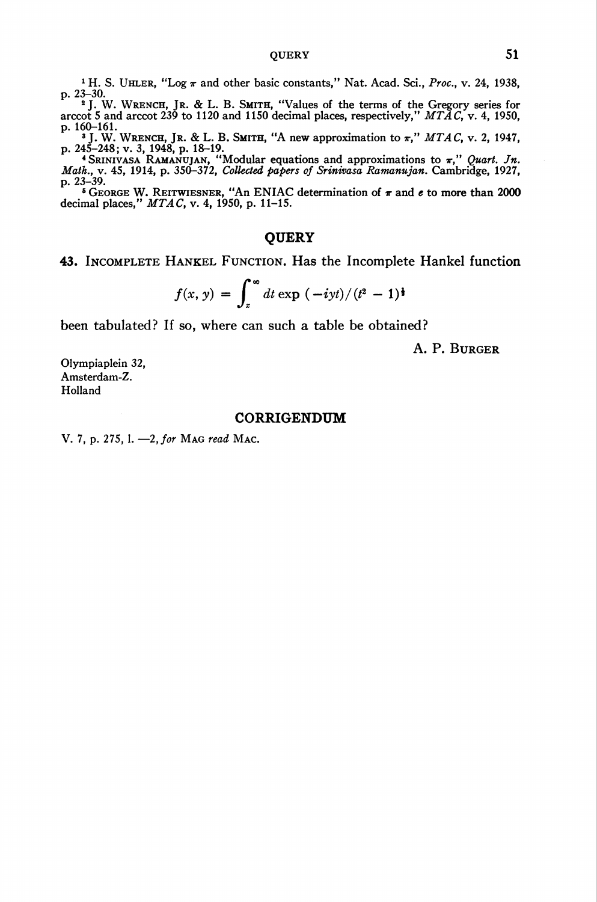[1] H. S. Uhler, "Log $\pi$ and other basic constants," Nat. Acad. Sci., *Proc.*, v. 24, 1938, p. 23–30.

[2] J. W. Wrench, Jr. & L. B. Smith, "Values of the terms of the Gregory series for arccot 5 and arccot 239 to 1120 and 1150 decimal places, respectively," *MTAC*, v. 4, 1950, p. 160–161.

[3] J. W. Wrench, Jr. & L. B. Smith, "A new approximation to $\pi$," *MTAC*, v. 2, 1947, p. 245–248; v. 3, 1948, p. 18–19.

[4] Srinivasa Ramanujan, "Modular equations and approximations to $\pi$," *Quart. Jn. Math.*, v. 45, 1914, p. 350–372, *Collected papers of Srinivasa Ramanujan*. Cambridge, 1927, p. 23–39.

[5] George W. Reitwiesner, "An ENIAC determination of $\pi$ and $e$ to more than 2000 decimal places," *MTAC*, v. 4, 1950, p. 11–15.

## QUERY

**43.** Incomplete Hankel Function. Has the Incomplete Hankel function

$$f(x, y) = \int_x^\infty dt \exp(-iyt)/(t^2 - 1)^{\frac{1}{2}}$$

been tabulated? If so, where can such a table be obtained?

A. P. Burger

Olympiaplein 32,
Amsterdam-Z.
Holland

## CORRIGENDUM

V. 7, p. 275, l. —2, *for* MAG *read* MAC.